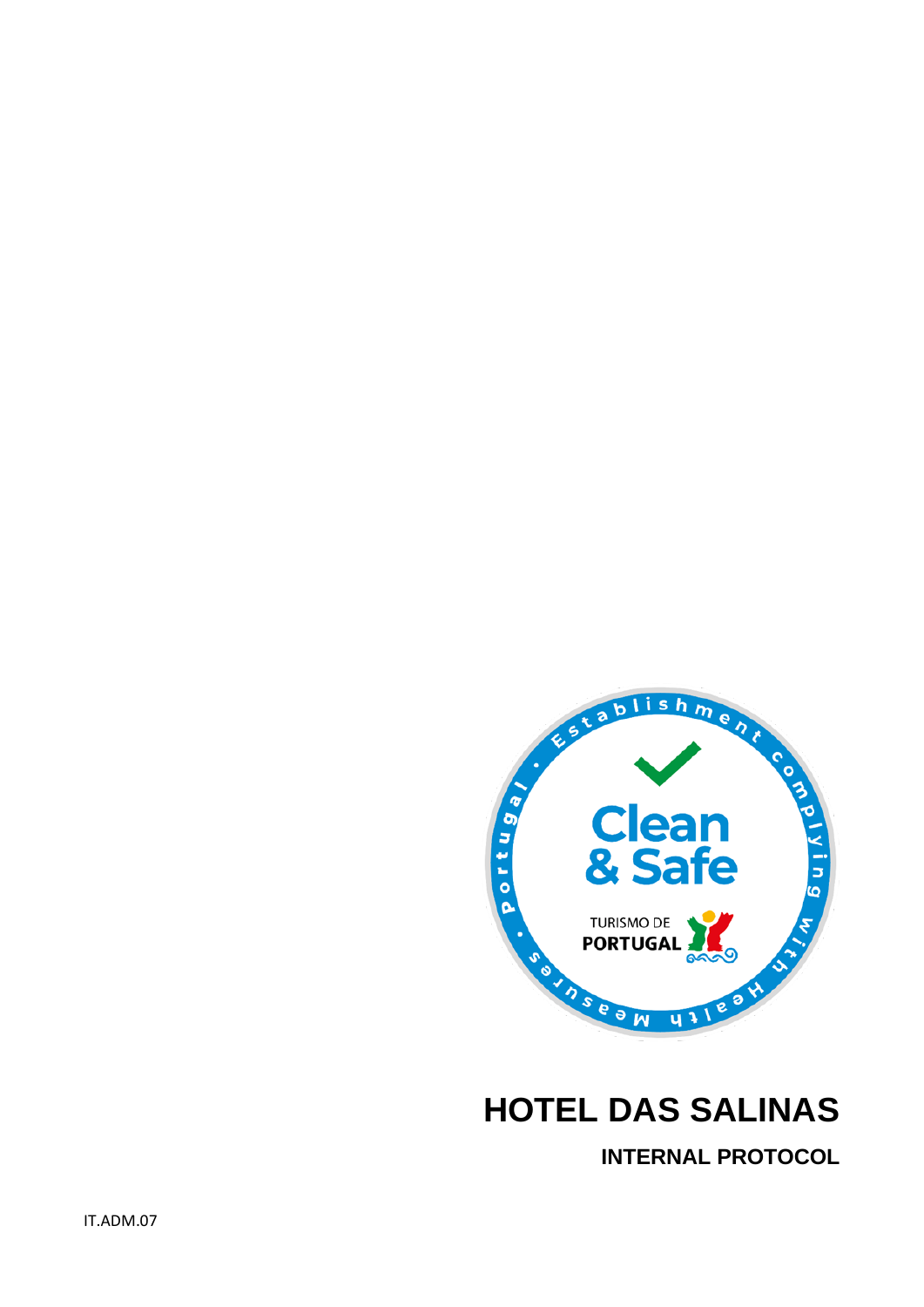# HOTEL DAS SALINAS

## INTERNAL PROTOCOL

IT.ADM.07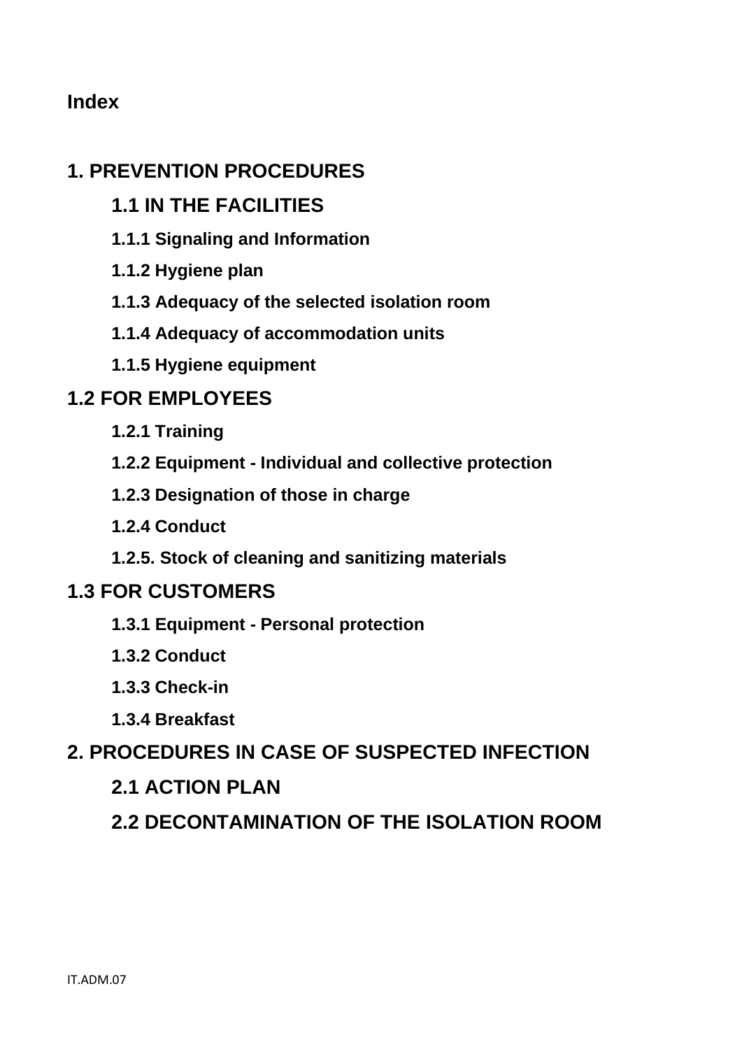**Index**

# 1. PREVENTION PROCEDURES

## 1.1 IN THE FACILITIES

### 1.1.1 Signaling and Information

### 1.1.2 Hygiene plan

### 1.1.3 Adequacy of the selected isolation room

### 1.1.4 Adequacy of accommodation units

### 1.1.5 Hygiene equipment

## 1.2 FOR EMPLOYEES

### 1.2.1 Training

### 1.2.2 Equipment - Individual and collective protection

### 1.2.3 Designation of those in charge

### 1.2.4 Conduct

### 1.2.5. Stock of cleaning and sanitizing materials

## 1.3 FOR CUSTOMERS

### 1.3.1 Equipment - Personal protection

### 1.3.2 Conduct

### 1.3.3 Check-in

### 1.3.4 Breakfast

# 2. PROCEDURES IN CASE OF SUSPECTED INFECTION

## 2.1 ACTION PLAN

## 2.2 DECONTAMINATION OF THE ISOLATION ROOM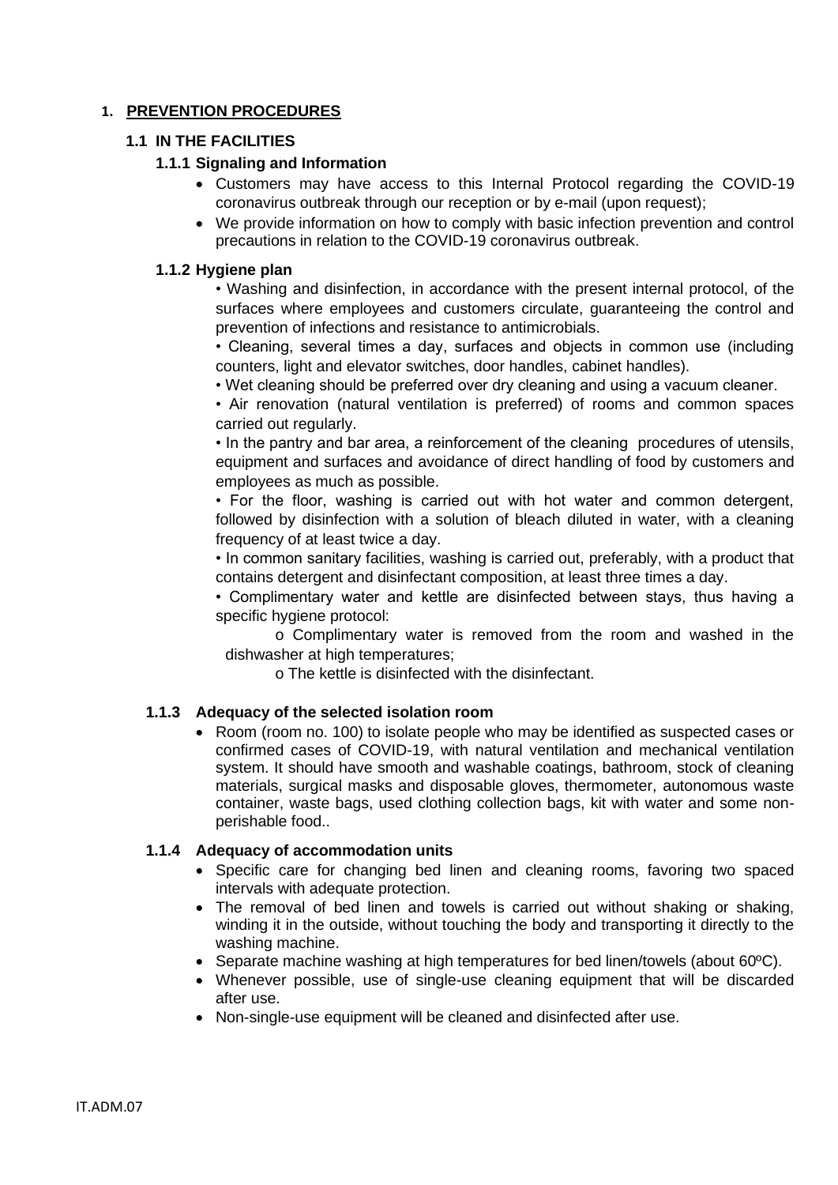# 1. PREVENTION PROCEDURES

## 1.1 IN THE FACILITIES

### 1.1.1 Signaling and Information

- Customers may have access to this Internal Protocol regarding the COVID-19 coronavirus outbreak through our reception or by e-mail (upon request);
- We provide information on how to comply with basic infection prevention and control precautions in relation to the COVID-19 coronavirus outbreak.

### 1.1.2 Hygiene plan

• Washing and disinfection, in accordance with the present internal protocol, of the surfaces where employees and customers circulate, guaranteeing the control and prevention of infections and resistance to antimicrobials.

• Cleaning, several times a day, surfaces and objects in common use (including counters, light and elevator switches, door handles, cabinet handles).

• Wet cleaning should be preferred over dry cleaning and using a vacuum cleaner.

• Air renovation (natural ventilation is preferred) of rooms and common spaces carried out regularly.

• In the pantry and bar area, a reinforcement of the cleaning procedures of utensils, equipment and surfaces and avoidance of direct handling of food by customers and employees as much as possible.

• For the floor, washing is carried out with hot water and common detergent, followed by disinfection with a solution of bleach diluted in water, with a cleaning frequency of at least twice a day.

• In common sanitary facilities, washing is carried out, preferably, with a product that contains detergent and disinfectant composition, at least three times a day.

• Complimentary water and kettle are disinfected between stays, thus having a specific hygiene protocol:

  o Complimentary water is removed from the room and washed in the dishwasher at high temperatures;

  o The kettle is disinfected with the disinfectant.

### 1.1.3 Adequacy of the selected isolation room

- Room (room no. 100) to isolate people who may be identified as suspected cases or confirmed cases of COVID-19, with natural ventilation and mechanical ventilation system. It should have smooth and washable coatings, bathroom, stock of cleaning materials, surgical masks and disposable gloves, thermometer, autonomous waste container, waste bags, used clothing collection bags, kit with water and some non-perishable food..

### 1.1.4 Adequacy of accommodation units

- Specific care for changing bed linen and cleaning rooms, favoring two spaced intervals with adequate protection.
- The removal of bed linen and towels is carried out without shaking or shaking, winding it in the outside, without touching the body and transporting it directly to the washing machine.
- Separate machine washing at high temperatures for bed linen/towels (about 60ºC).
- Whenever possible, use of single-use cleaning equipment that will be discarded after use.
- Non-single-use equipment will be cleaned and disinfected after use.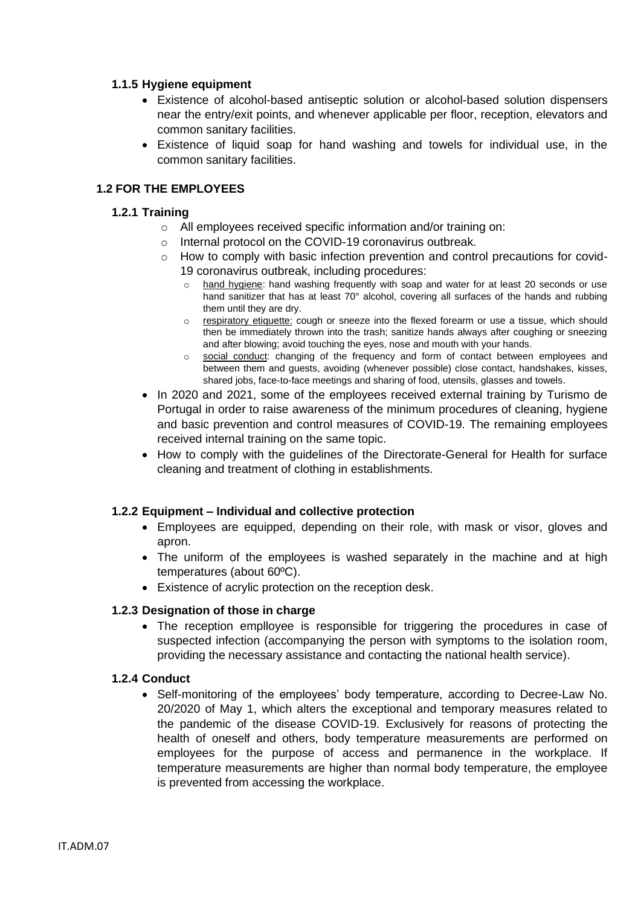### 1.1.5 Hygiene equipment

- Existence of alcohol-based antiseptic solution or alcohol-based solution dispensers near the entry/exit points, and whenever applicable per floor, reception, elevators and common sanitary facilities.
- Existence of liquid soap for hand washing and towels for individual use, in the common sanitary facilities.

## 1.2 FOR THE EMPLOYEES

### 1.2.1 Training

- All employees received specific information and/or training on:
- Internal protocol on the COVID-19 coronavirus outbreak.
- How to comply with basic infection prevention and control precautions for covid-19 coronavirus outbreak, including procedures:
  - hand hygiene: hand washing frequently with soap and water for at least 20 seconds or use hand sanitizer that has at least 70° alcohol, covering all surfaces of the hands and rubbing them until they are dry.
  - respiratory etiquette: cough or sneeze into the flexed forearm or use a tissue, which should then be immediately thrown into the trash; sanitize hands always after coughing or sneezing and after blowing; avoid touching the eyes, nose and mouth with your hands.
  - social conduct: changing of the frequency and form of contact between employees and between them and guests, avoiding (whenever possible) close contact, handshakes, kisses, shared jobs, face-to-face meetings and sharing of food, utensils, glasses and towels.
- In 2020 and 2021, some of the employees received external training by Turismo de Portugal in order to raise awareness of the minimum procedures of cleaning, hygiene and basic prevention and control measures of COVID-19. The remaining employees received internal training on the same topic.
- How to comply with the guidelines of the Directorate-General for Health for surface cleaning and treatment of clothing in establishments.

### 1.2.2 Equipment – Individual and collective protection

- Employees are equipped, depending on their role, with mask or visor, gloves and apron.
- The uniform of the employees is washed separately in the machine and at high temperatures (about 60ºC).
- Existence of acrylic protection on the reception desk.

### 1.2.3 Designation of those in charge

- The reception emplloyee is responsible for triggering the procedures in case of suspected infection (accompanying the person with symptoms to the isolation room, providing the necessary assistance and contacting the national health service).

### 1.2.4 Conduct

- Self-monitoring of the employees' body temperature, according to Decree-Law No. 20/2020 of May 1, which alters the exceptional and temporary measures related to the pandemic of the disease COVID-19. Exclusively for reasons of protecting the health of oneself and others, body temperature measurements are performed on employees for the purpose of access and permanence in the workplace. If temperature measurements are higher than normal body temperature, the employee is prevented from accessing the workplace.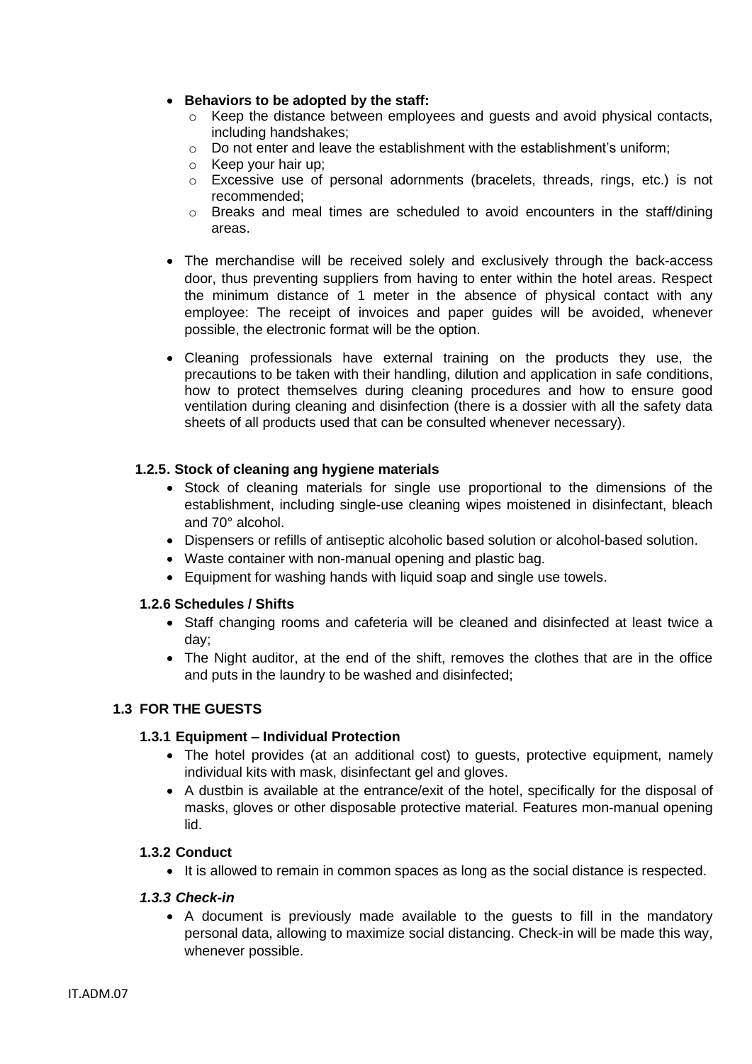- **Behaviors to be adopted by the staff:**
  - Keep the distance between employees and guests and avoid physical contacts, including handshakes;
  - Do not enter and leave the establishment with the establishment's uniform;
  - Keep your hair up;
  - Excessive use of personal adornments (bracelets, threads, rings, etc.) is not recommended;
  - Breaks and meal times are scheduled to avoid encounters in the staff/dining areas.

- The merchandise will be received solely and exclusively through the back-access door, thus preventing suppliers from having to enter within the hotel areas. Respect the minimum distance of 1 meter in the absence of physical contact with any employee: The receipt of invoices and paper guides will be avoided, whenever possible, the electronic format will be the option.

- Cleaning professionals have external training on the products they use, the precautions to be taken with their handling, dilution and application in safe conditions, how to protect themselves during cleaning procedures and how to ensure good ventilation during cleaning and disinfection (there is a dossier with all the safety data sheets of all products used that can be consulted whenever necessary).

### 1.2.5. Stock of cleaning ang hygiene materials

- Stock of cleaning materials for single use proportional to the dimensions of the establishment, including single-use cleaning wipes moistened in disinfectant, bleach and 70° alcohol.
- Dispensers or refills of antiseptic alcoholic based solution or alcohol-based solution.
- Waste container with non-manual opening and plastic bag.
- Equipment for washing hands with liquid soap and single use towels.

### 1.2.6 Schedules / Shifts

- Staff changing rooms and cafeteria will be cleaned and disinfected at least twice a day;
- The Night auditor, at the end of the shift, removes the clothes that are in the office and puts in the laundry to be washed and disinfected;

## 1.3 FOR THE GUESTS

### 1.3.1 Equipment – Individual Protection

- The hotel provides (at an additional cost) to guests, protective equipment, namely individual kits with mask, disinfectant gel and gloves.
- A dustbin is available at the entrance/exit of the hotel, specifically for the disposal of masks, gloves or other disposable protective material. Features mon-manual opening lid.

### 1.3.2 Conduct

- It is allowed to remain in common spaces as long as the social distance is respected.

### *1.3.3 Check-in*

- A document is previously made available to the guests to fill in the mandatory personal data, allowing to maximize social distancing. Check-in will be made this way, whenever possible.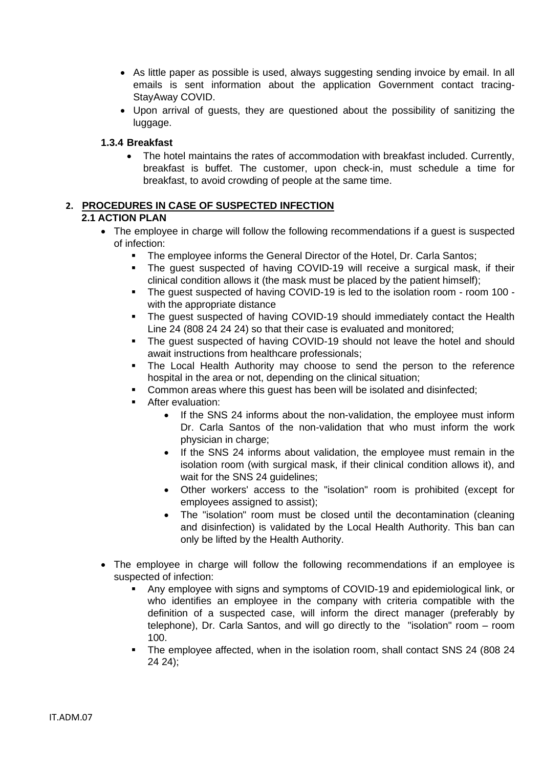- As little paper as possible is used, always suggesting sending invoice by email. In all emails is sent information about the application Government contact tracing-StayAway COVID.
- Upon arrival of guests, they are questioned about the possibility of sanitizing the luggage.

### 1.3.4 Breakfast

- The hotel maintains the rates of accommodation with breakfast included. Currently, breakfast is buffet. The customer, upon check-in, must schedule a time for breakfast, to avoid crowding of people at the same time.

## 2. PROCEDURES IN CASE OF SUSPECTED INFECTION

### 2.1 ACTION PLAN

- The employee in charge will follow the following recommendations if a guest is suspected of infection:
  - The employee informs the General Director of the Hotel, Dr. Carla Santos;
  - The guest suspected of having COVID-19 will receive a surgical mask, if their clinical condition allows it (the mask must be placed by the patient himself);
  - The guest suspected of having COVID-19 is led to the isolation room - room 100 - with the appropriate distance
  - The guest suspected of having COVID-19 should immediately contact the Health Line 24 (808 24 24 24) so that their case is evaluated and monitored;
  - The guest suspected of having COVID-19 should not leave the hotel and should await instructions from healthcare professionals;
  - The Local Health Authority may choose to send the person to the reference hospital in the area or not, depending on the clinical situation;
  - Common areas where this guest has been will be isolated and disinfected;
  - After evaluation:
    - If the SNS 24 informs about the non-validation, the employee must inform Dr. Carla Santos of the non-validation that who must inform the work physician in charge;
    - If the SNS 24 informs about validation, the employee must remain in the isolation room (with surgical mask, if their clinical condition allows it), and wait for the SNS 24 guidelines;
    - Other workers' access to the "isolation" room is prohibited (except for employees assigned to assist);
    - The "isolation" room must be closed until the decontamination (cleaning and disinfection) is validated by the Local Health Authority. This ban can only be lifted by the Health Authority.

- The employee in charge will follow the following recommendations if an employee is suspected of infection:
  - Any employee with signs and symptoms of COVID-19 and epidemiological link, or who identifies an employee in the company with criteria compatible with the definition of a suspected case, will inform the direct manager (preferably by telephone), Dr. Carla Santos, and will go directly to the "isolation" room – room 100.
  - The employee affected, when in the isolation room, shall contact SNS 24 (808 24 24 24);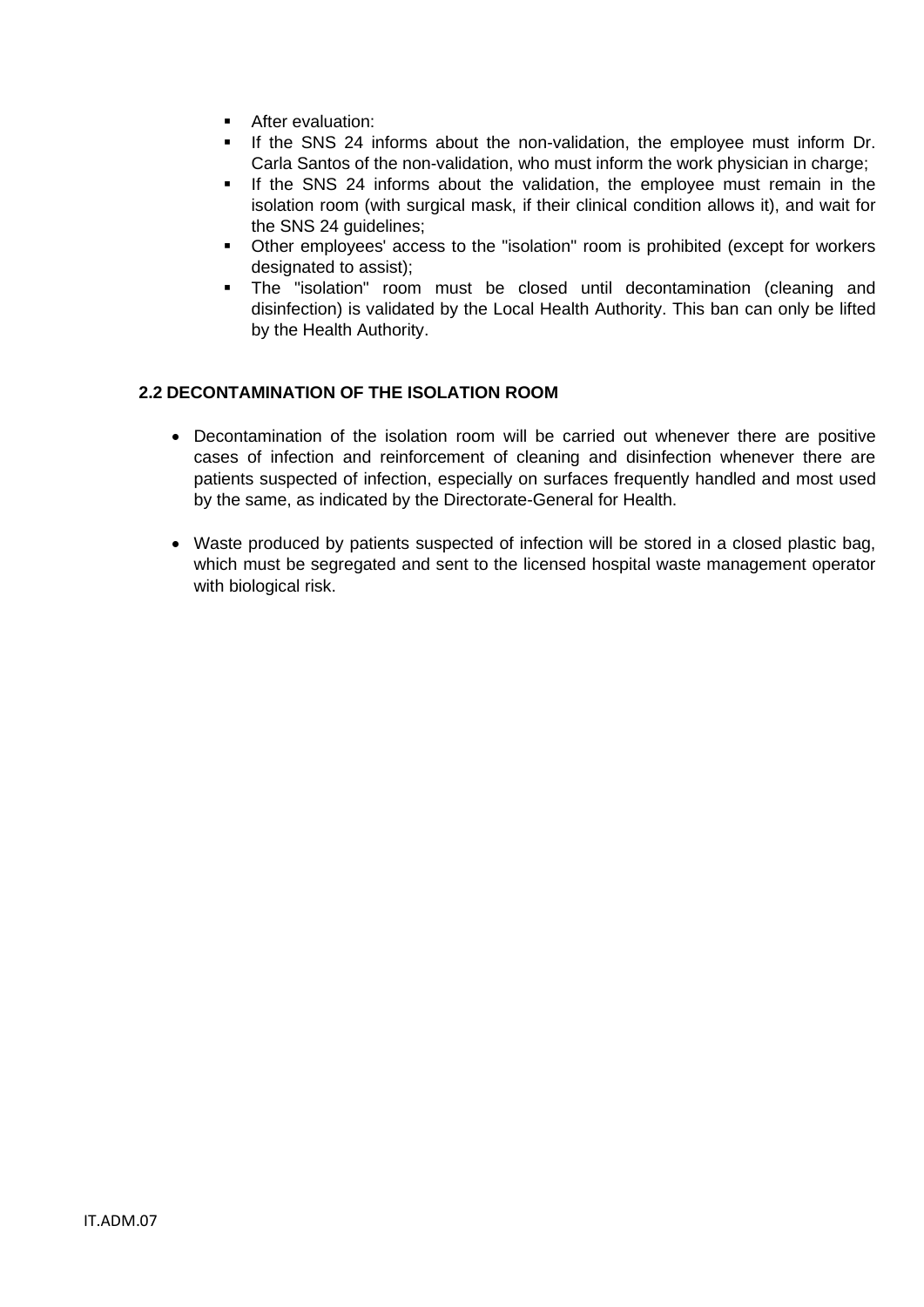- After evaluation:
- If the SNS 24 informs about the non-validation, the employee must inform Dr. Carla Santos of the non-validation, who must inform the work physician in charge;
- If the SNS 24 informs about the validation, the employee must remain in the isolation room (with surgical mask, if their clinical condition allows it), and wait for the SNS 24 guidelines;
- Other employees' access to the "isolation" room is prohibited (except for workers designated to assist);
- The "isolation" room must be closed until decontamination (cleaning and disinfection) is validated by the Local Health Authority. This ban can only be lifted by the Health Authority.

### 2.2 DECONTAMINATION OF THE ISOLATION ROOM

- Decontamination of the isolation room will be carried out whenever there are positive cases of infection and reinforcement of cleaning and disinfection whenever there are patients suspected of infection, especially on surfaces frequently handled and most used by the same, as indicated by the Directorate-General for Health.

- Waste produced by patients suspected of infection will be stored in a closed plastic bag, which must be segregated and sent to the licensed hospital waste management operator with biological risk.